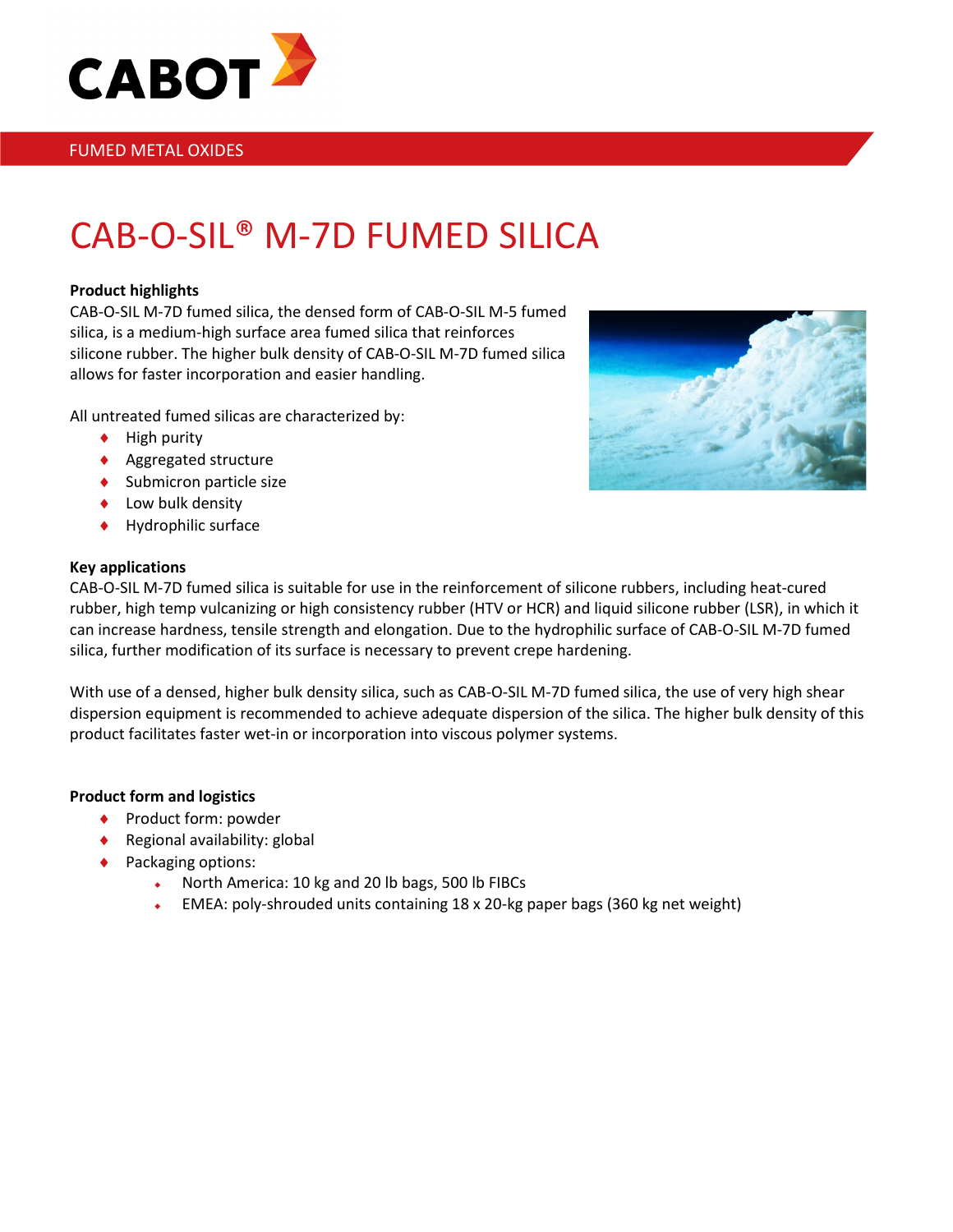CABOT

FUMED METAL OXIDES

# CAB-O-SIL® M-7D FUMED SILICA

**Product highlights**

CAB-O-SIL M-7D fumed silica, the densed form of CAB-O-SIL M-5 fumed silica, is a medium-high surface area fumed silica that reinforces silicone rubber. The higher bulk density of CAB-O-SIL M-7D fumed silica allows for faster incorporation and easier handling.

All untreated fumed silicas are characterized by:

- High purity
- Aggregated structure
- Submicron particle size
- Low bulk density
- Hydrophilic surface

**Key applications**

CAB-O-SIL M-7D fumed silica is suitable for use in the reinforcement of silicone rubbers, including heat-cured rubber, high temp vulcanizing or high consistency rubber (HTV or HCR) and liquid silicone rubber (LSR), in which it can increase hardness, tensile strength and elongation. Due to the hydrophilic surface of CAB-O-SIL M-7D fumed silica, further modification of its surface is necessary to prevent crepe hardening.

With use of a densed, higher bulk density silica, such as CAB-O-SIL M-7D fumed silica, the use of very high shear dispersion equipment is recommended to achieve adequate dispersion of the silica. The higher bulk density of this product facilitates faster wet-in or incorporation into viscous polymer systems.

**Product form and logistics**

- Product form: powder
- Regional availability: global
- Packaging options:
  - North America: 10 kg and 20 lb bags, 500 lb FIBCs
  - EMEA: poly-shrouded units containing 18 x 20-kg paper bags (360 kg net weight)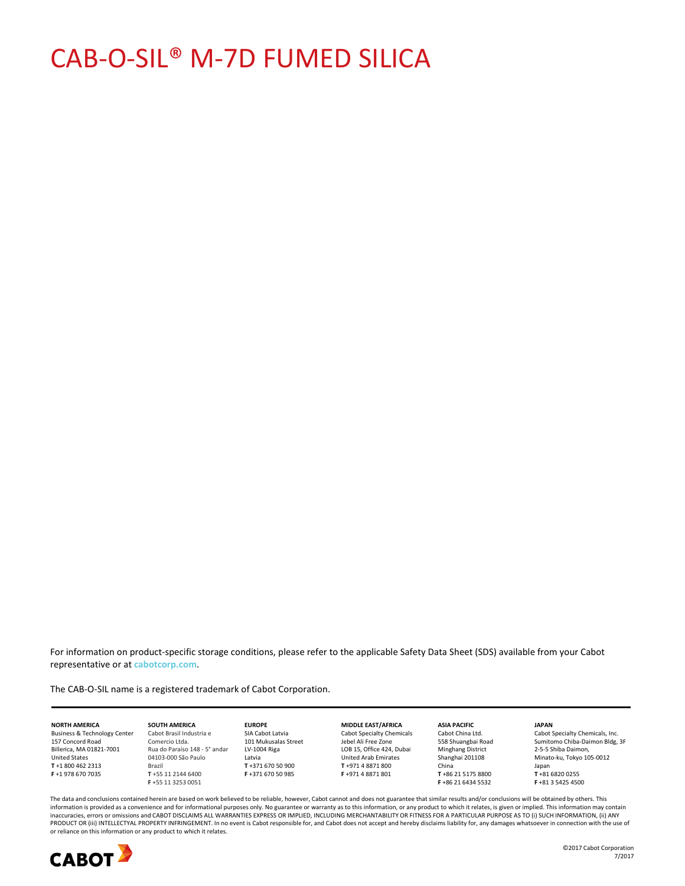# CAB-O-SIL® M-7D FUMED SILICA

For information on product-specific storage conditions, please refer to the applicable Safety Data Sheet (SDS) available from your Cabot representative or at cabotcorp.com.

The CAB-O-SIL name is a registered trademark of Cabot Corporation.

**NORTH AMERICA**
Business & Technology Center
157 Concord Road
Billerica, MA 01821-7001
United States
**T** +1 800 462 2313
**F** +1 978 670 7035

**SOUTH AMERICA**
Cabot Brasil Industria e Comercio Ltda.
Rua do Paraíso 148 - 5° andar
04103-000 São Paulo
Brazil
**T** +55 11 2144 6400
**F** +55 11 3253 0051

**EUROPE**
SIA Cabot Latvia
101 Mukusalas Street
LV-1004 Riga
Latvia
**T** +371 670 50 900
**F** +371 670 50 985

**MIDDLE EAST/AFRICA**
Cabot Specialty Chemicals
Jebel Ali Free Zone
LOB 15, Office 424, Dubai
United Arab Emirates
**T** +971 4 8871 800
**F** +971 4 8871 801

**ASIA PACIFIC**
Cabot China Ltd.
558 Shuangbai Road
Minghang District
Shanghai 201108
China
**T** +86 21 5175 8800
**F** +86 21 6434 5532

**JAPAN**
Cabot Specialty Chemicals, Inc.
Sumitomo Chiba-Daimon Bldg, 3F
2-5-5 Shiba Daimon,
Minato-ku, Tokyo 105-0012
Japan
**T** +81 6820 0255
**F** +81 3 5425 4500

The data and conclusions contained herein are based on work believed to be reliable, however, Cabot cannot and does not guarantee that similar results and/or conclusions will be obtained by others. This information is provided as a convenience and for informational purposes only. No guarantee or warranty as to this information, or any product to which it relates, is given or implied. This information may contain inaccuracies, errors or omissions and CABOT DISCLAIMS ALL WARRANTIES EXPRESS OR IMPLIED, INCLUDING MERCHANTABILITY OR FITNESS FOR A PARTICULAR PURPOSE AS TO (i) SUCH INFORMATION, (ii) ANY PRODUCT OR (iii) INTELLECTYAL PROPERTY INFRINGEMENT. In no event is Cabot responsible for, and Cabot does not accept and hereby disclaims liability for, any damages whatsoever in connection with the use of or reliance on this information or any product to which it relates.

CABOT

©2017 Cabot Corporation
7/2017